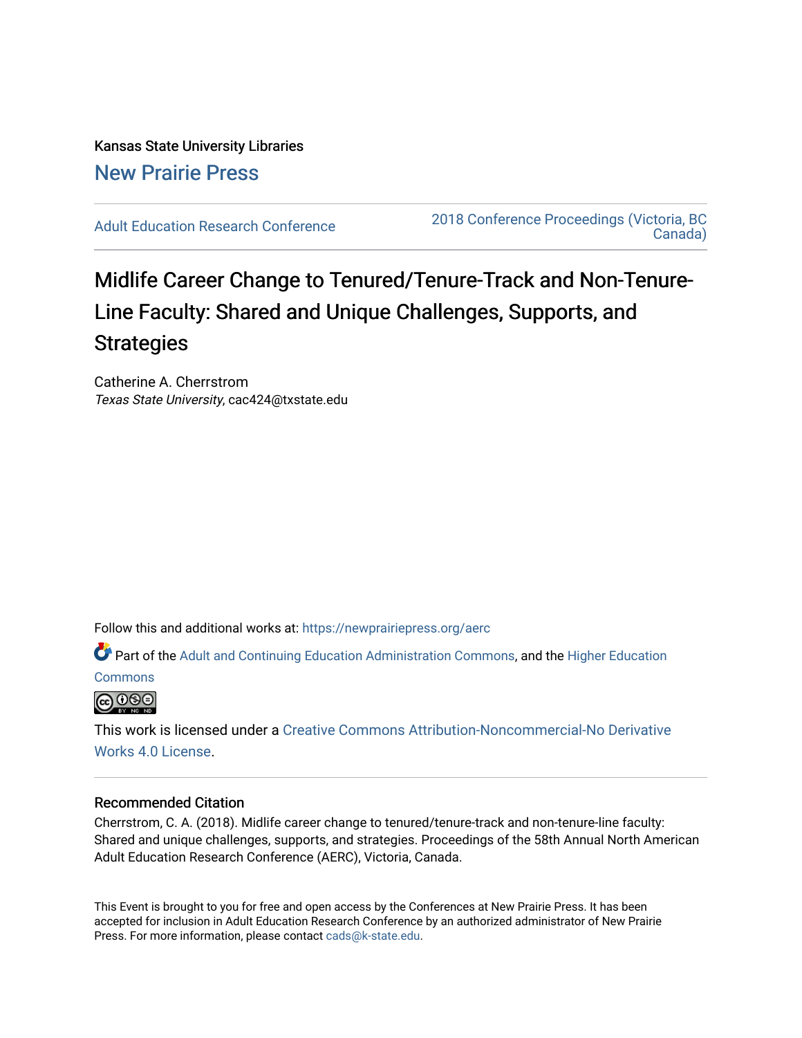Kansas State University Libraries

New Prairie Press

Adult Education Research Conference

2018 Conference Proceedings (Victoria, BC Canada)

# Midlife Career Change to Tenured/Tenure-Track and Non-Tenure-Line Faculty: Shared and Unique Challenges, Supports, and Strategies

Catherine A. Cherrstrom
*Texas State University*, cac424@txstate.edu

Follow this and additional works at: https://newprairiepress.org/aerc

Part of the Adult and Continuing Education Administration Commons, and the Higher Education Commons

This work is licensed under a Creative Commons Attribution-Noncommercial-No Derivative Works 4.0 License.

## Recommended Citation

Cherrstrom, C. A. (2018). Midlife career change to tenured/tenure-track and non-tenure-line faculty: Shared and unique challenges, supports, and strategies. Proceedings of the 58th Annual North American Adult Education Research Conference (AERC), Victoria, Canada.

This Event is brought to you for free and open access by the Conferences at New Prairie Press. It has been accepted for inclusion in Adult Education Research Conference by an authorized administrator of New Prairie Press. For more information, please contact cads@k-state.edu.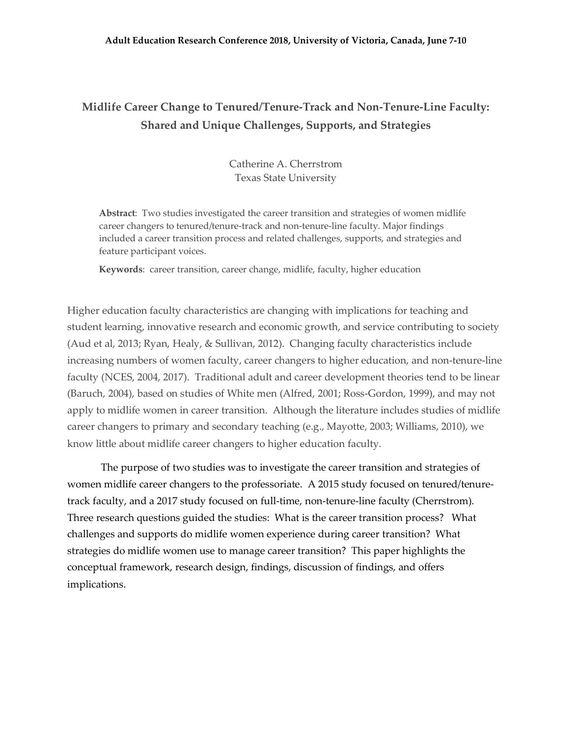# Midlife Career Change to Tenured/Tenure-Track and Non-Tenure-Line Faculty: Shared and Unique Challenges, Supports, and Strategies

Catherine A. Cherrstrom
Texas State University

**Abstract**: Two studies investigated the career transition and strategies of women midlife career changers to tenured/tenure-track and non-tenure-line faculty. Major findings included a career transition process and related challenges, supports, and strategies and feature participant voices.

**Keywords**: career transition, career change, midlife, faculty, higher education

Higher education faculty characteristics are changing with implications for teaching and student learning, innovative research and economic growth, and service contributing to society (Aud et al, 2013; Ryan, Healy, & Sullivan, 2012). Changing faculty characteristics include increasing numbers of women faculty, career changers to higher education, and non-tenure-line faculty (NCES, 2004, 2017). Traditional adult and career development theories tend to be linear (Baruch, 2004), based on studies of White men (Alfred, 2001; Ross-Gordon, 1999), and may not apply to midlife women in career transition. Although the literature includes studies of midlife career changers to primary and secondary teaching (e.g., Mayotte, 2003; Williams, 2010), we know little about midlife career changers to higher education faculty.

The purpose of two studies was to investigate the career transition and strategies of women midlife career changers to the professoriate. A 2015 study focused on tenured/tenure-track faculty, and a 2017 study focused on full-time, non-tenure-line faculty (Cherrstrom). Three research questions guided the studies: What is the career transition process? What challenges and supports do midlife women experience during career transition? What strategies do midlife women use to manage career transition? This paper highlights the conceptual framework, research design, findings, discussion of findings, and offers implications.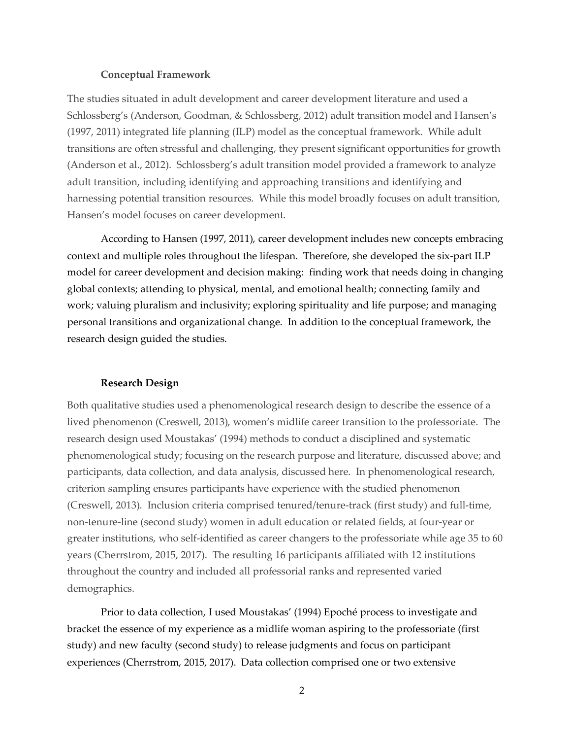### Conceptual Framework

The studies situated in adult development and career development literature and used a Schlossberg's (Anderson, Goodman, & Schlossberg, 2012) adult transition model and Hansen's (1997, 2011) integrated life planning (ILP) model as the conceptual framework. While adult transitions are often stressful and challenging, they present significant opportunities for growth (Anderson et al., 2012). Schlossberg's adult transition model provided a framework to analyze adult transition, including identifying and approaching transitions and identifying and harnessing potential transition resources. While this model broadly focuses on adult transition, Hansen's model focuses on career development.

According to Hansen (1997, 2011), career development includes new concepts embracing context and multiple roles throughout the lifespan. Therefore, she developed the six-part ILP model for career development and decision making: finding work that needs doing in changing global contexts; attending to physical, mental, and emotional health; connecting family and work; valuing pluralism and inclusivity; exploring spirituality and life purpose; and managing personal transitions and organizational change. In addition to the conceptual framework, the research design guided the studies.

### Research Design

Both qualitative studies used a phenomenological research design to describe the essence of a lived phenomenon (Creswell, 2013), women's midlife career transition to the professoriate. The research design used Moustakas' (1994) methods to conduct a disciplined and systematic phenomenological study; focusing on the research purpose and literature, discussed above; and participants, data collection, and data analysis, discussed here. In phenomenological research, criterion sampling ensures participants have experience with the studied phenomenon (Creswell, 2013). Inclusion criteria comprised tenured/tenure-track (first study) and full-time, non-tenure-line (second study) women in adult education or related fields, at four-year or greater institutions, who self-identified as career changers to the professoriate while age 35 to 60 years (Cherrstrom, 2015, 2017). The resulting 16 participants affiliated with 12 institutions throughout the country and included all professorial ranks and represented varied demographics.

Prior to data collection, I used Moustakas' (1994) Epoché process to investigate and bracket the essence of my experience as a midlife woman aspiring to the professoriate (first study) and new faculty (second study) to release judgments and focus on participant experiences (Cherrstrom, 2015, 2017). Data collection comprised one or two extensive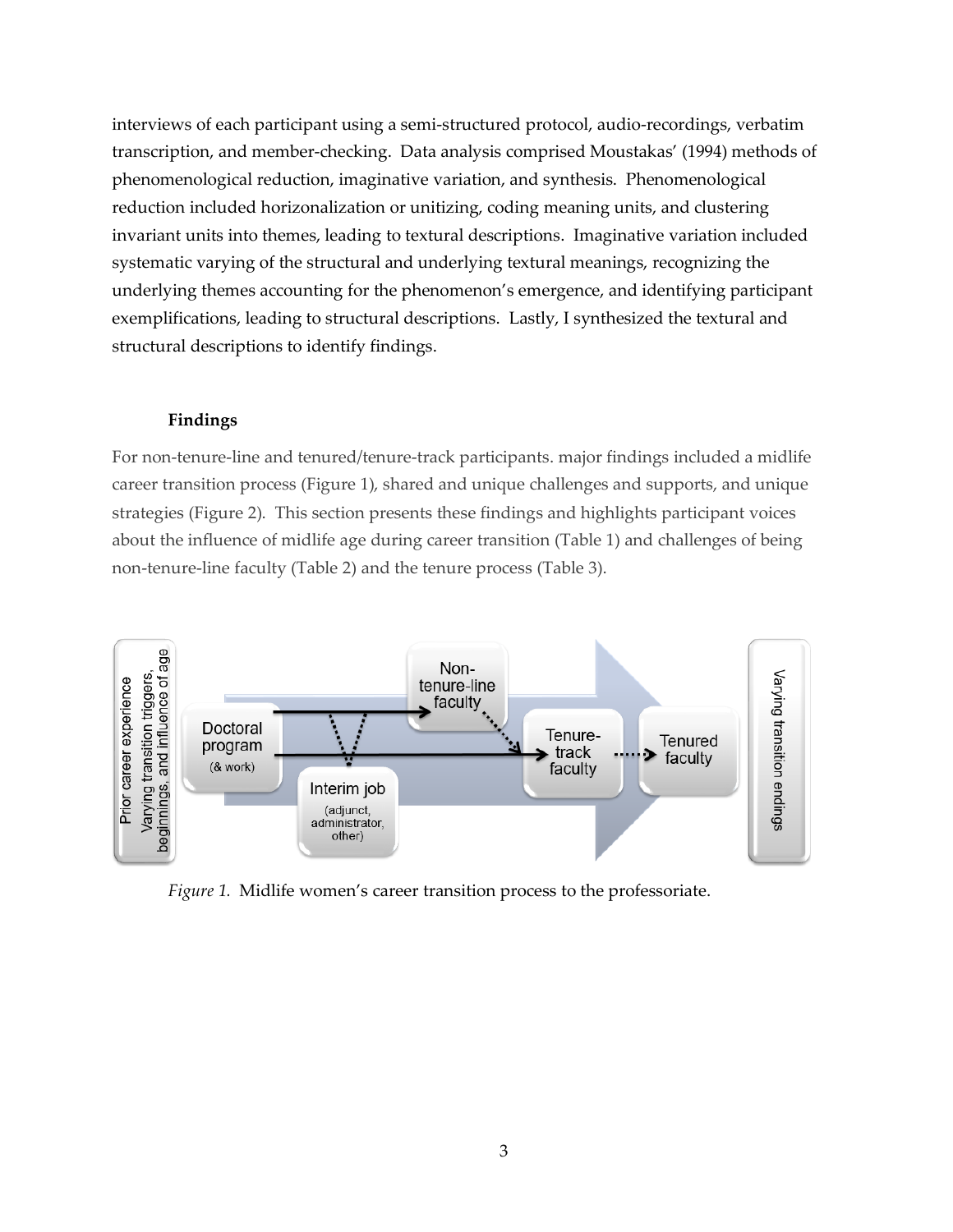interviews of each participant using a semi-structured protocol, audio-recordings, verbatim transcription, and member-checking. Data analysis comprised Moustakas' (1994) methods of phenomenological reduction, imaginative variation, and synthesis. Phenomenological reduction included horizonalization or unitizing, coding meaning units, and clustering invariant units into themes, leading to textural descriptions. Imaginative variation included systematic varying of the structural and underlying textural meanings, recognizing the underlying themes accounting for the phenomenon's emergence, and identifying participant exemplifications, leading to structural descriptions. Lastly, I synthesized the textural and structural descriptions to identify findings.

### Findings

For non-tenure-line and tenured/tenure-track participants. major findings included a midlife career transition process (Figure 1), shared and unique challenges and supports, and unique strategies (Figure 2). This section presents these findings and highlights participant voices about the influence of midlife age during career transition (Table 1) and challenges of being non-tenure-line faculty (Table 2) and the tenure process (Table 3).

*Figure 1.* Midlife women's career transition process to the professoriate.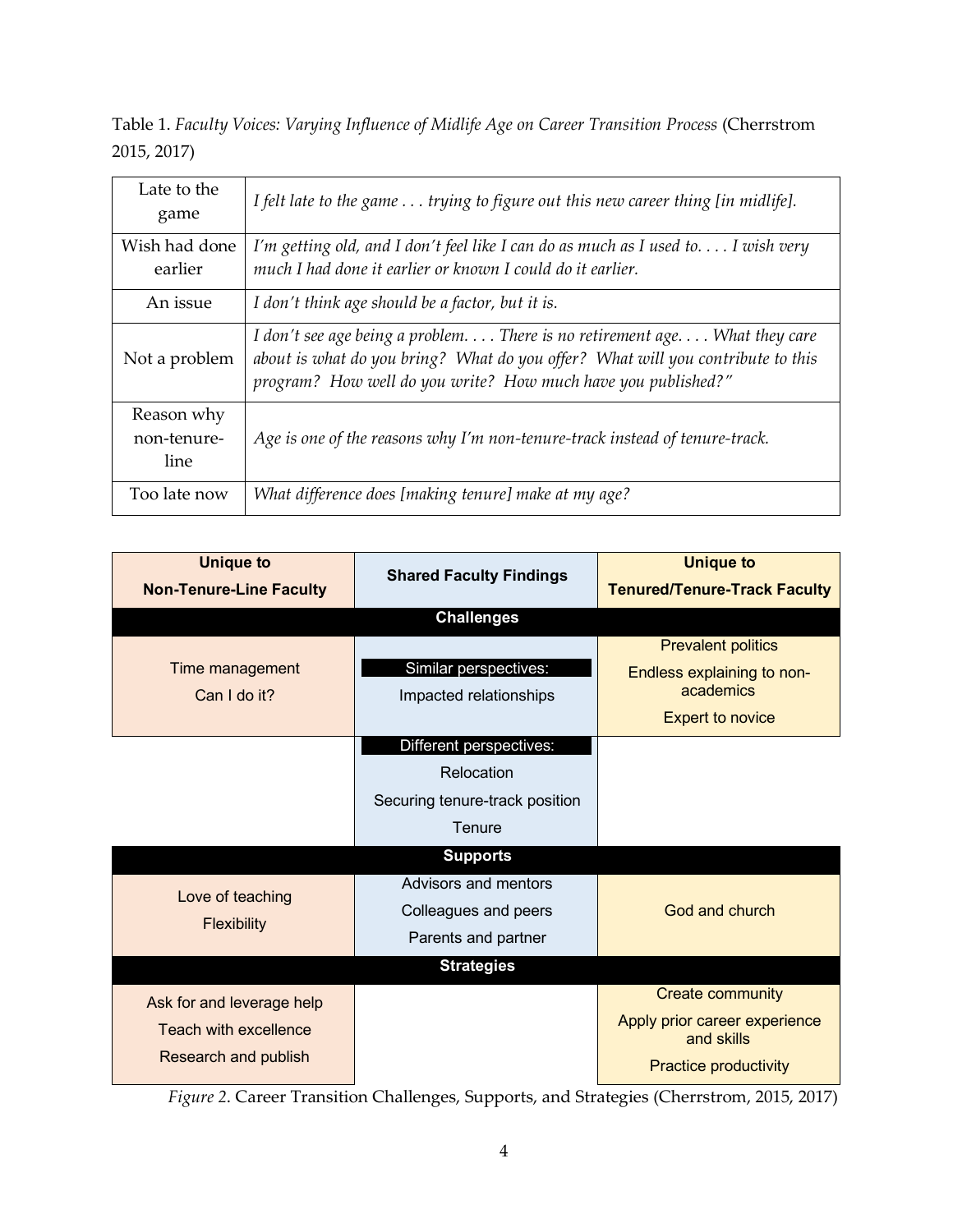Table 1. *Faculty Voices: Varying Influence of Midlife Age on Career Transition Process* (Cherrstrom 2015, 2017)

| | |
|---|---|
| Late to the game | *I felt late to the game . . . trying to figure out this new career thing [in midlife].* |
| Wish had done earlier | *I'm getting old, and I don't feel like I can do as much as I used to. . . . I wish very much I had done it earlier or known I could do it earlier.* |
| An issue | *I don't think age should be a factor, but it is.* |
| Not a problem | *I don't see age being a problem. . . . There is no retirement age. . . . What they care about is what do you bring? What do you offer? What will you contribute to this program? How well do you write? How much have you published?"* |
| Reason why non-tenure-line | *Age is one of the reasons why I'm non-tenure-track instead of tenure-track.* |
| Too late now | *What difference does [making tenure] make at my age?* |

| **Unique to Non-Tenure-Line Faculty** | **Shared Faculty Findings** | **Unique to Tenured/Tenure-Track Faculty** |
|---|---|---|
| | **Challenges** | |
| Time management<br>Can I do it? | Similar perspectives:<br>Impacted relationships | Prevalent politics<br>Endless explaining to non-academics<br>Expert to novice |
| | Different perspectives:<br>Relocation<br>Securing tenure-track position<br>Tenure | |
| | **Supports** | |
| Love of teaching<br>Flexibility | Advisors and mentors<br>Colleagues and peers<br>Parents and partner | God and church |
| | **Strategies** | |
| Ask for and leverage help<br>Teach with excellence<br>Research and publish | | Create community<br>Apply prior career experience and skills<br>Practice productivity |

*Figure 2*. Career Transition Challenges, Supports, and Strategies (Cherrstrom, 2015, 2017)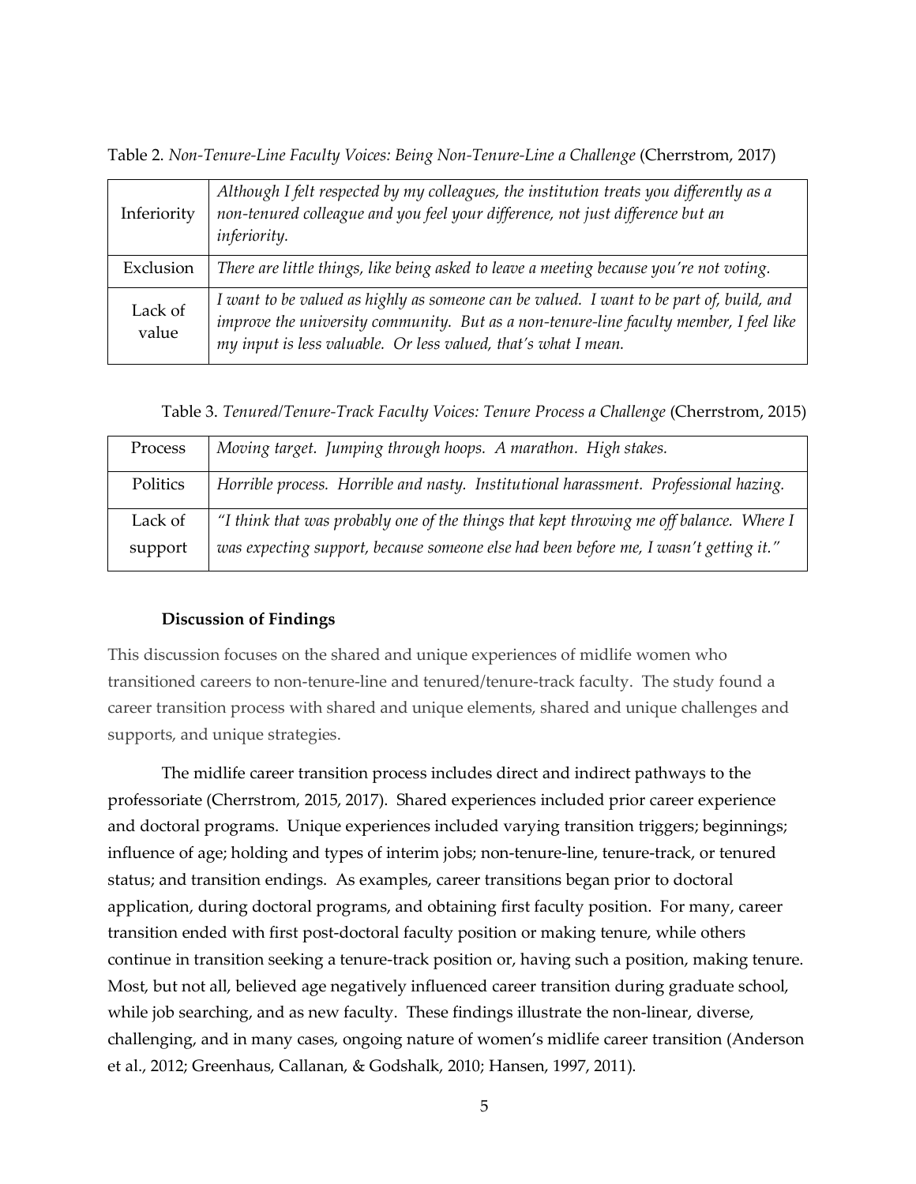Table 2. *Non-Tenure-Line Faculty Voices: Being Non-Tenure-Line a Challenge* (Cherrstrom, 2017)

| | |
|---|---|
| Inferiority | *Although I felt respected by my colleagues, the institution treats you differently as a non-tenured colleague and you feel your difference, not just difference but an inferiority.* |
| Exclusion | *There are little things, like being asked to leave a meeting because you're not voting.* |
| Lack of value | *I want to be valued as highly as someone can be valued. I want to be part of, build, and improve the university community. But as a non-tenure-line faculty member, I feel like my input is less valuable. Or less valued, that's what I mean.* |

Table 3. *Tenured/Tenure-Track Faculty Voices: Tenure Process a Challenge* (Cherrstrom, 2015)

| | |
|---|---|
| Process | *Moving target. Jumping through hoops. A marathon. High stakes.* |
| Politics | *Horrible process. Horrible and nasty. Institutional harassment. Professional hazing.* |
| Lack of support | *"I think that was probably one of the things that kept throwing me off balance. Where I was expecting support, because someone else had been before me, I wasn't getting it."* |

**Discussion of Findings**

This discussion focuses on the shared and unique experiences of midlife women who transitioned careers to non-tenure-line and tenured/tenure-track faculty. The study found a career transition process with shared and unique elements, shared and unique challenges and supports, and unique strategies.

The midlife career transition process includes direct and indirect pathways to the professoriate (Cherrstrom, 2015, 2017). Shared experiences included prior career experience and doctoral programs. Unique experiences included varying transition triggers; beginnings; influence of age; holding and types of interim jobs; non-tenure-line, tenure-track, or tenured status; and transition endings. As examples, career transitions began prior to doctoral application, during doctoral programs, and obtaining first faculty position. For many, career transition ended with first post-doctoral faculty position or making tenure, while others continue in transition seeking a tenure-track position or, having such a position, making tenure. Most, but not all, believed age negatively influenced career transition during graduate school, while job searching, and as new faculty. These findings illustrate the non-linear, diverse, challenging, and in many cases, ongoing nature of women's midlife career transition (Anderson et al., 2012; Greenhaus, Callanan, & Godshalk, 2010; Hansen, 1997, 2011).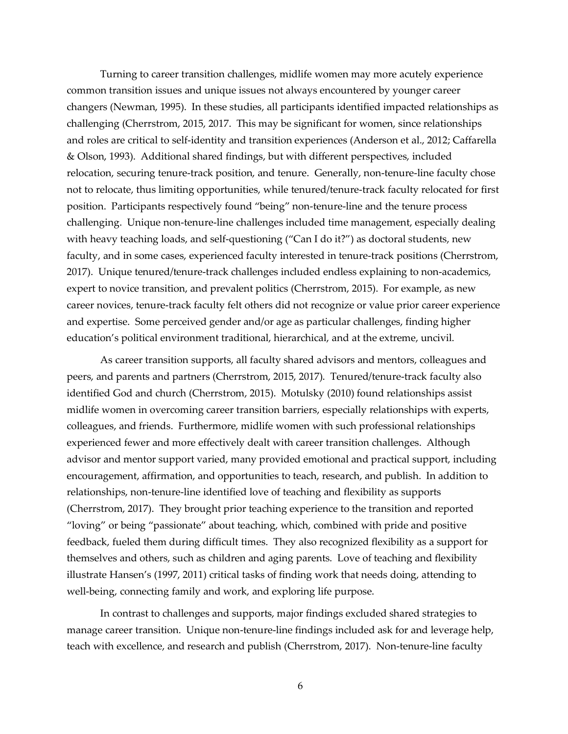Turning to career transition challenges, midlife women may more acutely experience common transition issues and unique issues not always encountered by younger career changers (Newman, 1995). In these studies, all participants identified impacted relationships as challenging (Cherrstrom, 2015, 2017. This may be significant for women, since relationships and roles are critical to self-identity and transition experiences (Anderson et al., 2012; Caffarella & Olson, 1993). Additional shared findings, but with different perspectives, included relocation, securing tenure-track position, and tenure. Generally, non-tenure-line faculty chose not to relocate, thus limiting opportunities, while tenured/tenure-track faculty relocated for first position. Participants respectively found "being" non-tenure-line and the tenure process challenging. Unique non-tenure-line challenges included time management, especially dealing with heavy teaching loads, and self-questioning ("Can I do it?") as doctoral students, new faculty, and in some cases, experienced faculty interested in tenure-track positions (Cherrstrom, 2017). Unique tenured/tenure-track challenges included endless explaining to non-academics, expert to novice transition, and prevalent politics (Cherrstrom, 2015). For example, as new career novices, tenure-track faculty felt others did not recognize or value prior career experience and expertise. Some perceived gender and/or age as particular challenges, finding higher education's political environment traditional, hierarchical, and at the extreme, uncivil.

As career transition supports, all faculty shared advisors and mentors, colleagues and peers, and parents and partners (Cherrstrom, 2015, 2017). Tenured/tenure-track faculty also identified God and church (Cherrstrom, 2015). Motulsky (2010) found relationships assist midlife women in overcoming career transition barriers, especially relationships with experts, colleagues, and friends. Furthermore, midlife women with such professional relationships experienced fewer and more effectively dealt with career transition challenges. Although advisor and mentor support varied, many provided emotional and practical support, including encouragement, affirmation, and opportunities to teach, research, and publish. In addition to relationships, non-tenure-line identified love of teaching and flexibility as supports (Cherrstrom, 2017). They brought prior teaching experience to the transition and reported "loving" or being "passionate" about teaching, which, combined with pride and positive feedback, fueled them during difficult times. They also recognized flexibility as a support for themselves and others, such as children and aging parents. Love of teaching and flexibility illustrate Hansen's (1997, 2011) critical tasks of finding work that needs doing, attending to well-being, connecting family and work, and exploring life purpose.

In contrast to challenges and supports, major findings excluded shared strategies to manage career transition. Unique non-tenure-line findings included ask for and leverage help, teach with excellence, and research and publish (Cherrstrom, 2017). Non-tenure-line faculty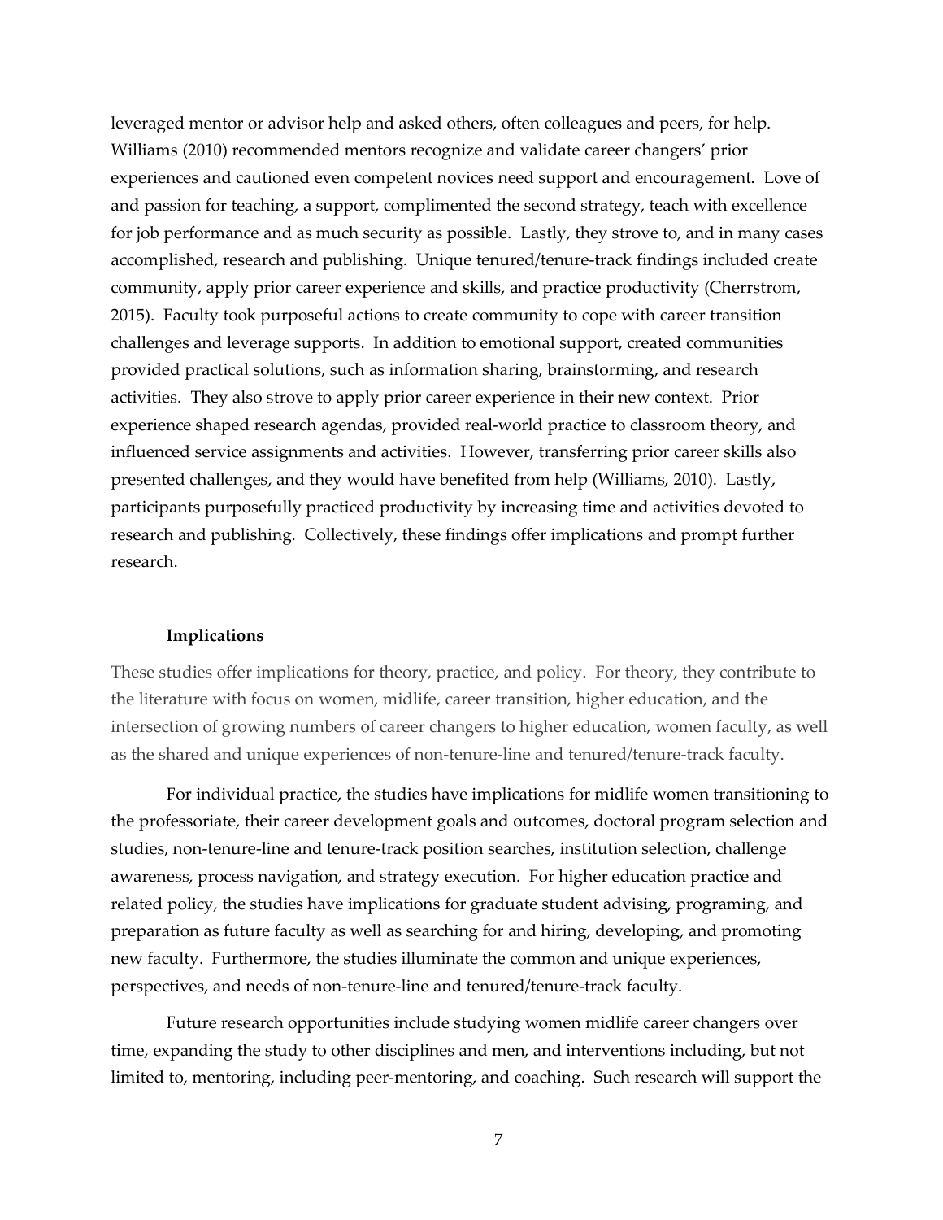leveraged mentor or advisor help and asked others, often colleagues and peers, for help. Williams (2010) recommended mentors recognize and validate career changers' prior experiences and cautioned even competent novices need support and encouragement. Love of and passion for teaching, a support, complimented the second strategy, teach with excellence for job performance and as much security as possible. Lastly, they strove to, and in many cases accomplished, research and publishing. Unique tenured/tenure-track findings included create community, apply prior career experience and skills, and practice productivity (Cherrstrom, 2015). Faculty took purposeful actions to create community to cope with career transition challenges and leverage supports. In addition to emotional support, created communities provided practical solutions, such as information sharing, brainstorming, and research activities. They also strove to apply prior career experience in their new context. Prior experience shaped research agendas, provided real-world practice to classroom theory, and influenced service assignments and activities. However, transferring prior career skills also presented challenges, and they would have benefited from help (Williams, 2010). Lastly, participants purposefully practiced productivity by increasing time and activities devoted to research and publishing. Collectively, these findings offer implications and prompt further research.

### Implications

These studies offer implications for theory, practice, and policy. For theory, they contribute to the literature with focus on women, midlife, career transition, higher education, and the intersection of growing numbers of career changers to higher education, women faculty, as well as the shared and unique experiences of non-tenure-line and tenured/tenure-track faculty.

For individual practice, the studies have implications for midlife women transitioning to the professoriate, their career development goals and outcomes, doctoral program selection and studies, non-tenure-line and tenure-track position searches, institution selection, challenge awareness, process navigation, and strategy execution. For higher education practice and related policy, the studies have implications for graduate student advising, programing, and preparation as future faculty as well as searching for and hiring, developing, and promoting new faculty. Furthermore, the studies illuminate the common and unique experiences, perspectives, and needs of non-tenure-line and tenured/tenure-track faculty.

Future research opportunities include studying women midlife career changers over time, expanding the study to other disciplines and men, and interventions including, but not limited to, mentoring, including peer-mentoring, and coaching. Such research will support the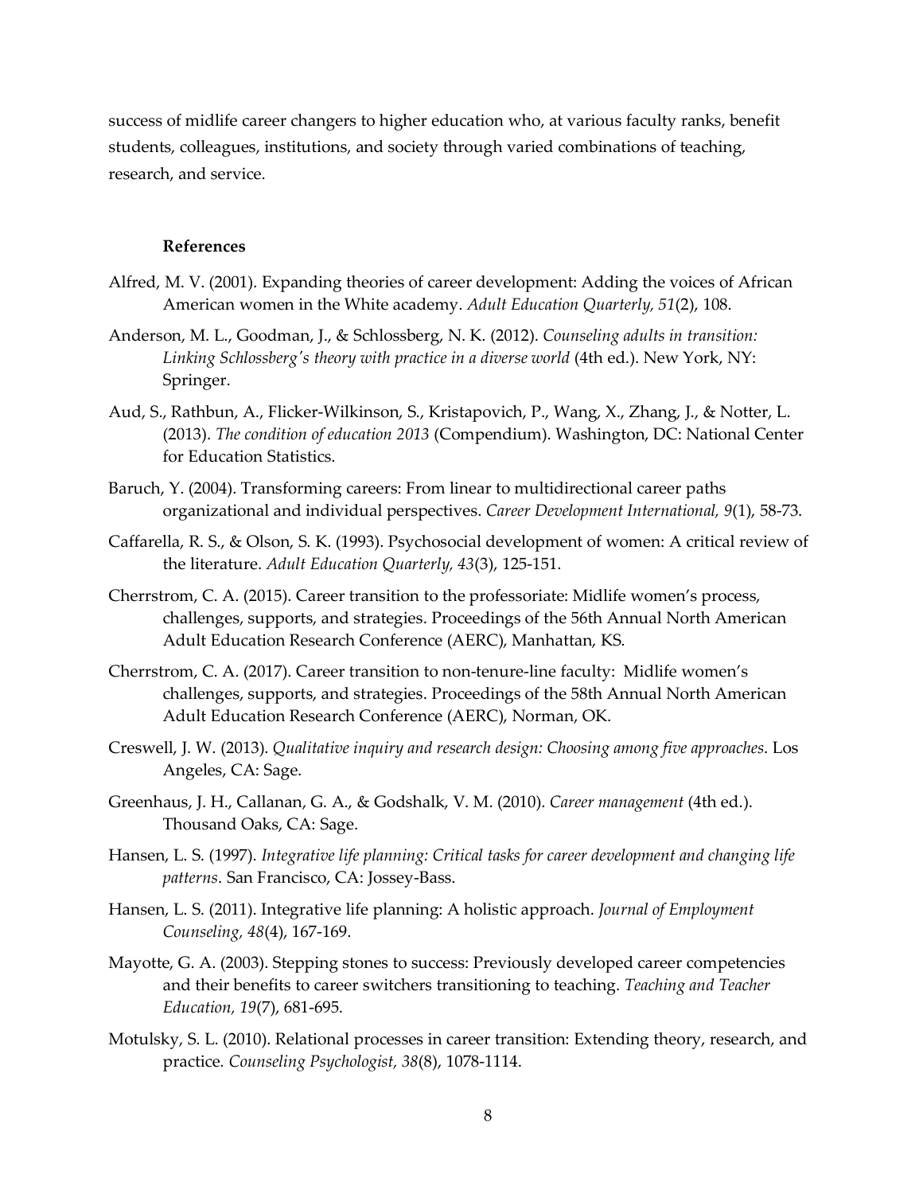success of midlife career changers to higher education who, at various faculty ranks, benefit students, colleagues, institutions, and society through varied combinations of teaching, research, and service.

## References

Alfred, M. V. (2001). Expanding theories of career development: Adding the voices of African American women in the White academy. *Adult Education Quarterly, 51*(2), 108.

Anderson, M. L., Goodman, J., & Schlossberg, N. K. (2012). *Counseling adults in transition: Linking Schlossberg's theory with practice in a diverse world* (4th ed.). New York, NY: Springer.

Aud, S., Rathbun, A., Flicker-Wilkinson, S., Kristapovich, P., Wang, X., Zhang, J., & Notter, L. (2013). *The condition of education 2013* (Compendium). Washington, DC: National Center for Education Statistics.

Baruch, Y. (2004). Transforming careers: From linear to multidirectional career paths organizational and individual perspectives. *Career Development International, 9*(1), 58-73.

Caffarella, R. S., & Olson, S. K. (1993). Psychosocial development of women: A critical review of the literature. *Adult Education Quarterly, 43*(3), 125-151.

Cherrstrom, C. A. (2015). Career transition to the professoriate: Midlife women's process, challenges, supports, and strategies. Proceedings of the 56th Annual North American Adult Education Research Conference (AERC), Manhattan, KS.

Cherrstrom, C. A. (2017). Career transition to non-tenure-line faculty: Midlife women's challenges, supports, and strategies. Proceedings of the 58th Annual North American Adult Education Research Conference (AERC), Norman, OK.

Creswell, J. W. (2013). *Qualitative inquiry and research design: Choosing among five approaches*. Los Angeles, CA: Sage.

Greenhaus, J. H., Callanan, G. A., & Godshalk, V. M. (2010). *Career management* (4th ed.). Thousand Oaks, CA: Sage.

Hansen, L. S. (1997). *Integrative life planning: Critical tasks for career development and changing life patterns*. San Francisco, CA: Jossey-Bass.

Hansen, L. S. (2011). Integrative life planning: A holistic approach. *Journal of Employment Counseling, 48*(4), 167-169.

Mayotte, G. A. (2003). Stepping stones to success: Previously developed career competencies and their benefits to career switchers transitioning to teaching. *Teaching and Teacher Education, 19*(7), 681-695.

Motulsky, S. L. (2010). Relational processes in career transition: Extending theory, research, and practice. *Counseling Psychologist, 38*(8), 1078-1114.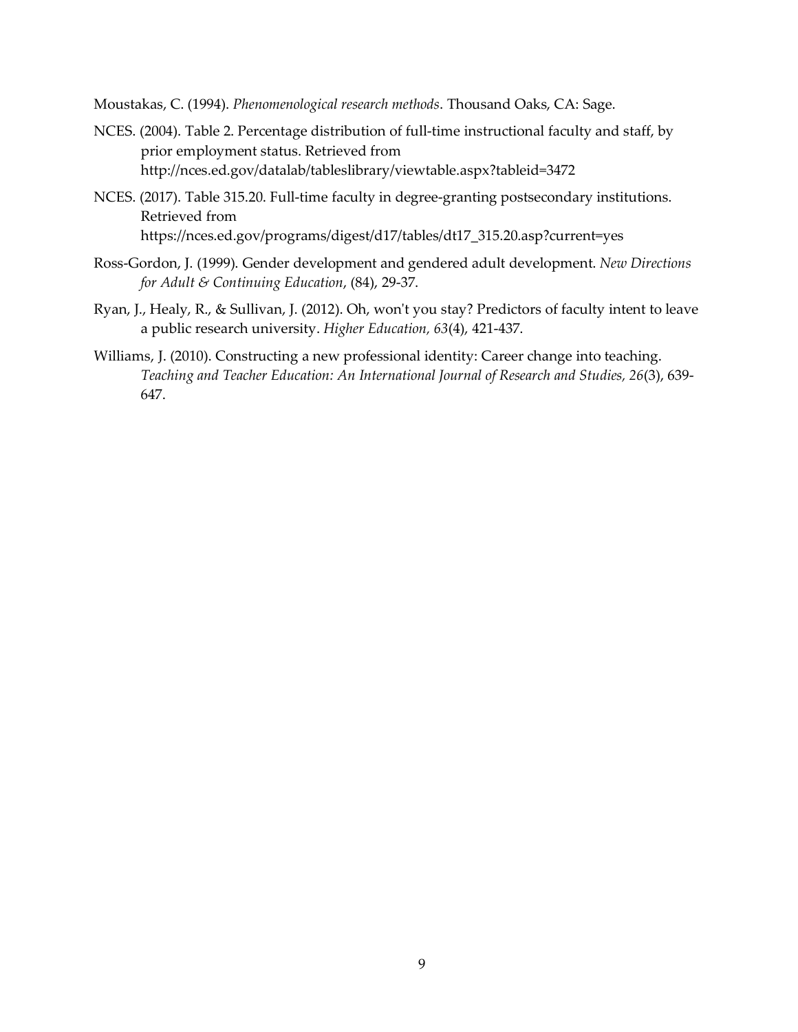Moustakas, C. (1994). *Phenomenological research methods*. Thousand Oaks, CA: Sage.

NCES. (2004). Table 2. Percentage distribution of full-time instructional faculty and staff, by prior employment status. Retrieved from http://nces.ed.gov/datalab/tableslibrary/viewtable.aspx?tableid=3472

NCES. (2017). Table 315.20. Full-time faculty in degree-granting postsecondary institutions. Retrieved from https://nces.ed.gov/programs/digest/d17/tables/dt17_315.20.asp?current=yes

Ross-Gordon, J. (1999). Gender development and gendered adult development. *New Directions for Adult & Continuing Education*, (84), 29-37.

Ryan, J., Healy, R., & Sullivan, J. (2012). Oh, won't you stay? Predictors of faculty intent to leave a public research university. *Higher Education, 63*(4), 421-437.

Williams, J. (2010). Constructing a new professional identity: Career change into teaching. *Teaching and Teacher Education: An International Journal of Research and Studies, 26*(3), 639-647.